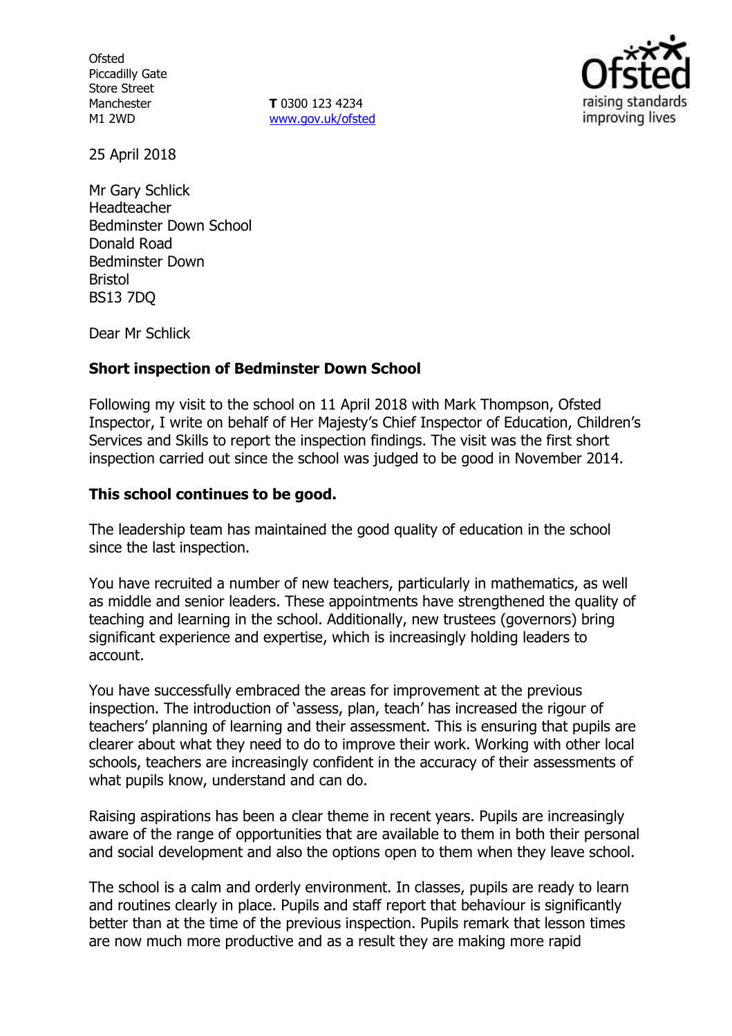Ofsted
Piccadilly Gate
Store Street
Manchester
M1 2WD

**T** 0300 123 4234
www.gov.uk/ofsted

25 April 2018

Mr Gary Schlick
Headteacher
Bedminster Down School
Donald Road
Bedminster Down
Bristol
BS13 7DQ

Dear Mr Schlick

**Short inspection of Bedminster Down School**

Following my visit to the school on 11 April 2018 with Mark Thompson, Ofsted Inspector, I write on behalf of Her Majesty's Chief Inspector of Education, Children's Services and Skills to report the inspection findings. The visit was the first short inspection carried out since the school was judged to be good in November 2014.

**This school continues to be good.**

The leadership team has maintained the good quality of education in the school since the last inspection.

You have recruited a number of new teachers, particularly in mathematics, as well as middle and senior leaders. These appointments have strengthened the quality of teaching and learning in the school. Additionally, new trustees (governors) bring significant experience and expertise, which is increasingly holding leaders to account.

You have successfully embraced the areas for improvement at the previous inspection. The introduction of 'assess, plan, teach' has increased the rigour of teachers' planning of learning and their assessment. This is ensuring that pupils are clearer about what they need to do to improve their work. Working with other local schools, teachers are increasingly confident in the accuracy of their assessments of what pupils know, understand and can do.

Raising aspirations has been a clear theme in recent years. Pupils are increasingly aware of the range of opportunities that are available to them in both their personal and social development and also the options open to them when they leave school.

The school is a calm and orderly environment. In classes, pupils are ready to learn and routines clearly in place. Pupils and staff report that behaviour is significantly better than at the time of the previous inspection. Pupils remark that lesson times are now much more productive and as a result they are making more rapid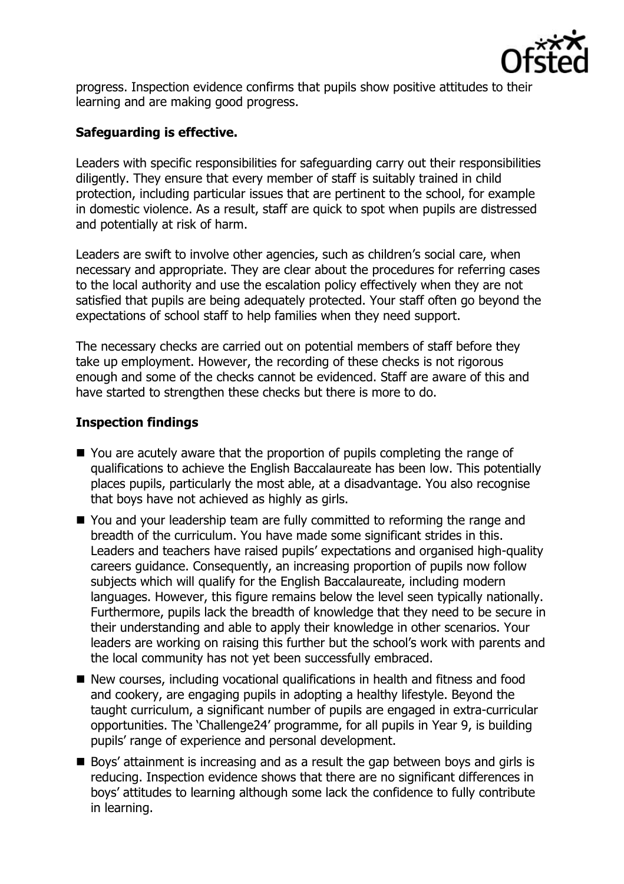progress. Inspection evidence confirms that pupils show positive attitudes to their learning and are making good progress.

**Safeguarding is effective.**

Leaders with specific responsibilities for safeguarding carry out their responsibilities diligently. They ensure that every member of staff is suitably trained in child protection, including particular issues that are pertinent to the school, for example in domestic violence. As a result, staff are quick to spot when pupils are distressed and potentially at risk of harm.

Leaders are swift to involve other agencies, such as children's social care, when necessary and appropriate. They are clear about the procedures for referring cases to the local authority and use the escalation policy effectively when they are not satisfied that pupils are being adequately protected. Your staff often go beyond the expectations of school staff to help families when they need support.

The necessary checks are carried out on potential members of staff before they take up employment. However, the recording of these checks is not rigorous enough and some of the checks cannot be evidenced. Staff are aware of this and have started to strengthen these checks but there is more to do.

## Inspection findings

- You are acutely aware that the proportion of pupils completing the range of qualifications to achieve the English Baccalaureate has been low. This potentially places pupils, particularly the most able, at a disadvantage. You also recognise that boys have not achieved as highly as girls.
- You and your leadership team are fully committed to reforming the range and breadth of the curriculum. You have made some significant strides in this. Leaders and teachers have raised pupils' expectations and organised high-quality careers guidance. Consequently, an increasing proportion of pupils now follow subjects which will qualify for the English Baccalaureate, including modern languages. However, this figure remains below the level seen typically nationally. Furthermore, pupils lack the breadth of knowledge that they need to be secure in their understanding and able to apply their knowledge in other scenarios. Your leaders are working on raising this further but the school's work with parents and the local community has not yet been successfully embraced.
- New courses, including vocational qualifications in health and fitness and food and cookery, are engaging pupils in adopting a healthy lifestyle. Beyond the taught curriculum, a significant number of pupils are engaged in extra-curricular opportunities. The 'Challenge24' programme, for all pupils in Year 9, is building pupils' range of experience and personal development.
- Boys' attainment is increasing and as a result the gap between boys and girls is reducing. Inspection evidence shows that there are no significant differences in boys' attitudes to learning although some lack the confidence to fully contribute in learning.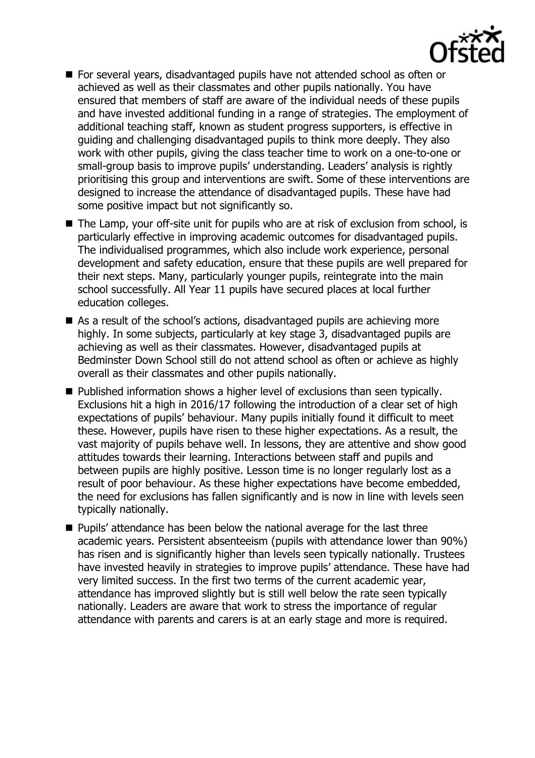- For several years, disadvantaged pupils have not attended school as often or achieved as well as their classmates and other pupils nationally. You have ensured that members of staff are aware of the individual needs of these pupils and have invested additional funding in a range of strategies. The employment of additional teaching staff, known as student progress supporters, is effective in guiding and challenging disadvantaged pupils to think more deeply. They also work with other pupils, giving the class teacher time to work on a one-to-one or small-group basis to improve pupils' understanding. Leaders' analysis is rightly prioritising this group and interventions are swift. Some of these interventions are designed to increase the attendance of disadvantaged pupils. These have had some positive impact but not significantly so.
- The Lamp, your off-site unit for pupils who are at risk of exclusion from school, is particularly effective in improving academic outcomes for disadvantaged pupils. The individualised programmes, which also include work experience, personal development and safety education, ensure that these pupils are well prepared for their next steps. Many, particularly younger pupils, reintegrate into the main school successfully. All Year 11 pupils have secured places at local further education colleges.
- As a result of the school's actions, disadvantaged pupils are achieving more highly. In some subjects, particularly at key stage 3, disadvantaged pupils are achieving as well as their classmates. However, disadvantaged pupils at Bedminster Down School still do not attend school as often or achieve as highly overall as their classmates and other pupils nationally.
- Published information shows a higher level of exclusions than seen typically. Exclusions hit a high in 2016/17 following the introduction of a clear set of high expectations of pupils' behaviour. Many pupils initially found it difficult to meet these. However, pupils have risen to these higher expectations. As a result, the vast majority of pupils behave well. In lessons, they are attentive and show good attitudes towards their learning. Interactions between staff and pupils and between pupils are highly positive. Lesson time is no longer regularly lost as a result of poor behaviour. As these higher expectations have become embedded, the need for exclusions has fallen significantly and is now in line with levels seen typically nationally.
- Pupils' attendance has been below the national average for the last three academic years. Persistent absenteeism (pupils with attendance lower than 90%) has risen and is significantly higher than levels seen typically nationally. Trustees have invested heavily in strategies to improve pupils' attendance. These have had very limited success. In the first two terms of the current academic year, attendance has improved slightly but is still well below the rate seen typically nationally. Leaders are aware that work to stress the importance of regular attendance with parents and carers is at an early stage and more is required.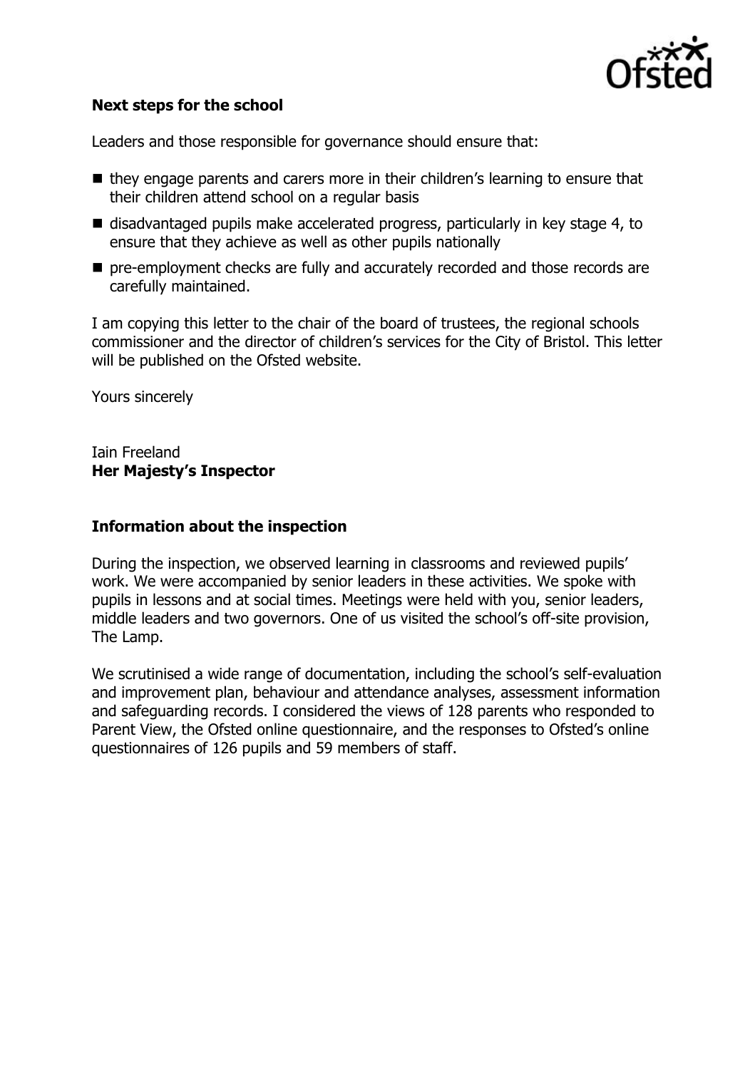## Next steps for the school

Leaders and those responsible for governance should ensure that:

- they engage parents and carers more in their children's learning to ensure that their children attend school on a regular basis
- disadvantaged pupils make accelerated progress, particularly in key stage 4, to ensure that they achieve as well as other pupils nationally
- pre-employment checks are fully and accurately recorded and those records are carefully maintained.

I am copying this letter to the chair of the board of trustees, the regional schools commissioner and the director of children's services for the City of Bristol. This letter will be published on the Ofsted website.

Yours sincerely

Iain Freeland
**Her Majesty's Inspector**

## Information about the inspection

During the inspection, we observed learning in classrooms and reviewed pupils' work. We were accompanied by senior leaders in these activities. We spoke with pupils in lessons and at social times. Meetings were held with you, senior leaders, middle leaders and two governors. One of us visited the school's off-site provision, The Lamp.

We scrutinised a wide range of documentation, including the school's self-evaluation and improvement plan, behaviour and attendance analyses, assessment information and safeguarding records. I considered the views of 128 parents who responded to Parent View, the Ofsted online questionnaire, and the responses to Ofsted's online questionnaires of 126 pupils and 59 members of staff.